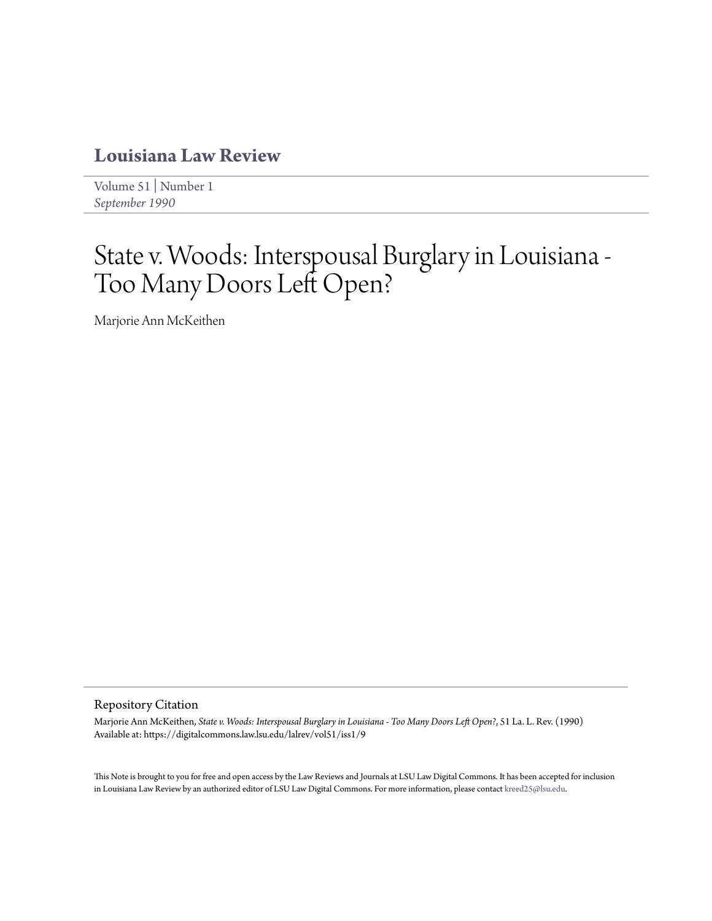# Louisiana Law Review

Volume 51 | Number 1

*September 1990*

# State v. Woods: Interspousal Burglary in Louisiana - Too Many Doors Left Open?

Marjorie Ann McKeithen

## Repository Citation

Marjorie Ann McKeithen, *State v. Woods: Interspousal Burglary in Louisiana - Too Many Doors Left Open?*, 51 La. L. Rev. (1990)
Available at: https://digitalcommons.law.lsu.edu/lalrev/vol51/iss1/9

This Note is brought to you for free and open access by the Law Reviews and Journals at LSU Law Digital Commons. It has been accepted for inclusion in Louisiana Law Review by an authorized editor of LSU Law Digital Commons. For more information, please contact kreed25@lsu.edu.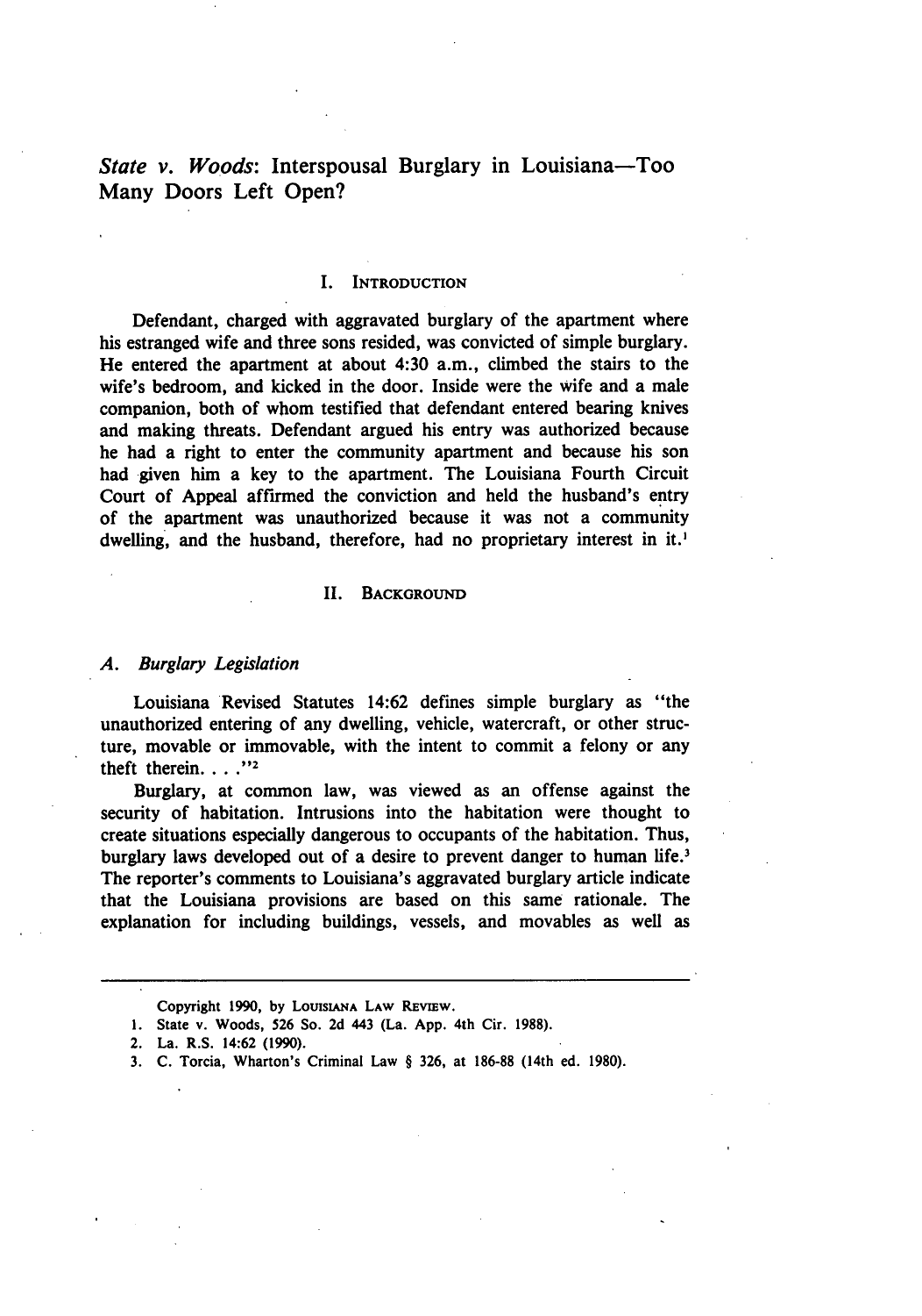# *State v. Woods*: Interspousal Burglary in Louisiana—Too Many Doors Left Open?

## I. Introduction

Defendant, charged with aggravated burglary of the apartment where his estranged wife and three sons resided, was convicted of simple burglary. He entered the apartment at about 4:30 a.m., climbed the stairs to the wife's bedroom, and kicked in the door. Inside were the wife and a male companion, both of whom testified that defendant entered bearing knives and making threats. Defendant argued his entry was authorized because he had a right to enter the community apartment and because his son had given him a key to the apartment. The Louisiana Fourth Circuit Court of Appeal affirmed the conviction and held the husband's entry of the apartment was unauthorized because it was not a community dwelling, and the husband, therefore, had no proprietary interest in it.[1]

## II. Background

### *A. Burglary Legislation*

Louisiana Revised Statutes 14:62 defines simple burglary as "the unauthorized entering of any dwelling, vehicle, watercraft, or other structure, movable or immovable, with the intent to commit a felony or any theft therein. . . ."[2]

Burglary, at common law, was viewed as an offense against the security of habitation. Intrusions into the habitation were thought to create situations especially dangerous to occupants of the habitation. Thus, burglary laws developed out of a desire to prevent danger to human life.[3] The reporter's comments to Louisiana's aggravated burglary article indicate that the Louisiana provisions are based on this same rationale. The explanation for including buildings, vessels, and movables as well as

---

Copyright 1990, by Louisiana Law Review.

1. State v. Woods, 526 So. 2d 443 (La. App. 4th Cir. 1988).
2. La. R.S. 14:62 (1990).
3. C. Torcia, Wharton's Criminal Law § 326, at 186-88 (14th ed. 1980).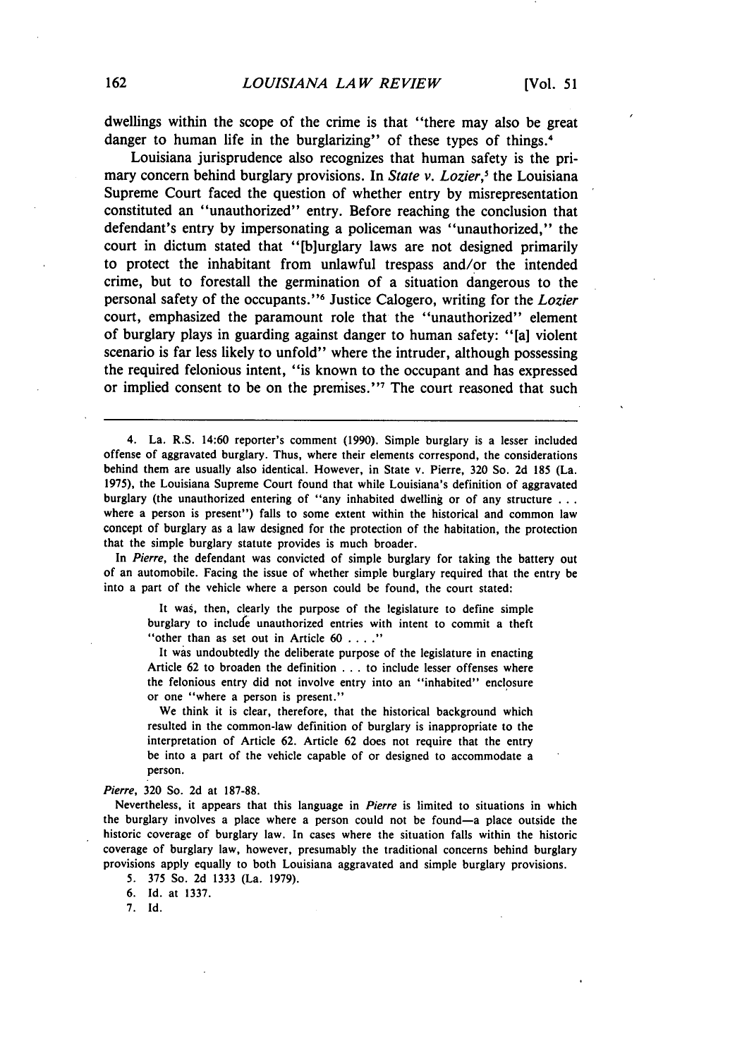dwellings within the scope of the crime is that "there may also be great danger to human life in the burglarizing" of these types of things.[4]

Louisiana jurisprudence also recognizes that human safety is the primary concern behind burglary provisions. In *State v. Lozier*,[5] the Louisiana Supreme Court faced the question of whether entry by misrepresentation constituted an "unauthorized" entry. Before reaching the conclusion that defendant's entry by impersonating a policeman was "unauthorized," the court in dictum stated that "[b]urglary laws are not designed primarily to protect the inhabitant from unlawful trespass and/or the intended crime, but to forestall the germination of a situation dangerous to the personal safety of the occupants."[6] Justice Calogero, writing for the *Lozier* court, emphasized the paramount role that the "unauthorized" element of burglary plays in guarding against danger to human safety: "[a] violent scenario is far less likely to unfold" where the intruder, although possessing the required felonious intent, "is known to the occupant and has expressed or implied consent to be on the premises."[7] The court reasoned that such

---

4. La. R.S. 14:60 reporter's comment (1990). Simple burglary is a lesser included offense of aggravated burglary. Thus, where their elements correspond, the considerations behind them are usually also identical. However, in State v. Pierre, 320 So. 2d 185 (La. 1975), the Louisiana Supreme Court found that while Louisiana's definition of aggravated burglary (the unauthorized entering of "any inhabited dwelling or of any structure . . . where a person is present") falls to some extent within the historical and common law concept of burglary as a law designed for the protection of the habitation, the protection that the simple burglary statute provides is much broader.

In *Pierre*, the defendant was convicted of simple burglary for taking the battery out of an automobile. Facing the issue of whether simple burglary required that the entry be into a part of the vehicle where a person could be found, the court stated:

> It was, then, clearly the purpose of the legislature to define simple burglary to include unauthorized entries with intent to commit a theft "other than as set out in Article 60 . . . ."
>
> It was undoubtedly the deliberate purpose of the legislature in enacting Article 62 to broaden the definition . . . to include lesser offenses where the felonious entry did not involve entry into an "inhabited" enclosure or one "where a person is present."
>
> We think it is clear, therefore, that the historical background which resulted in the common-law definition of burglary is inappropriate to the interpretation of Article 62. Article 62 does not require that the entry be into a part of the vehicle capable of or designed to accommodate a person.

*Pierre*, 320 So. 2d at 187-88.

Nevertheless, it appears that this language in *Pierre* is limited to situations in which the burglary involves a place where a person could not be found—a place outside the historic coverage of burglary law. In cases where the situation falls within the historic coverage of burglary law, however, presumably the traditional concerns behind burglary provisions apply equally to both Louisiana aggravated and simple burglary provisions.

5. 375 So. 2d 1333 (La. 1979).

6. Id. at 1337.

7. Id.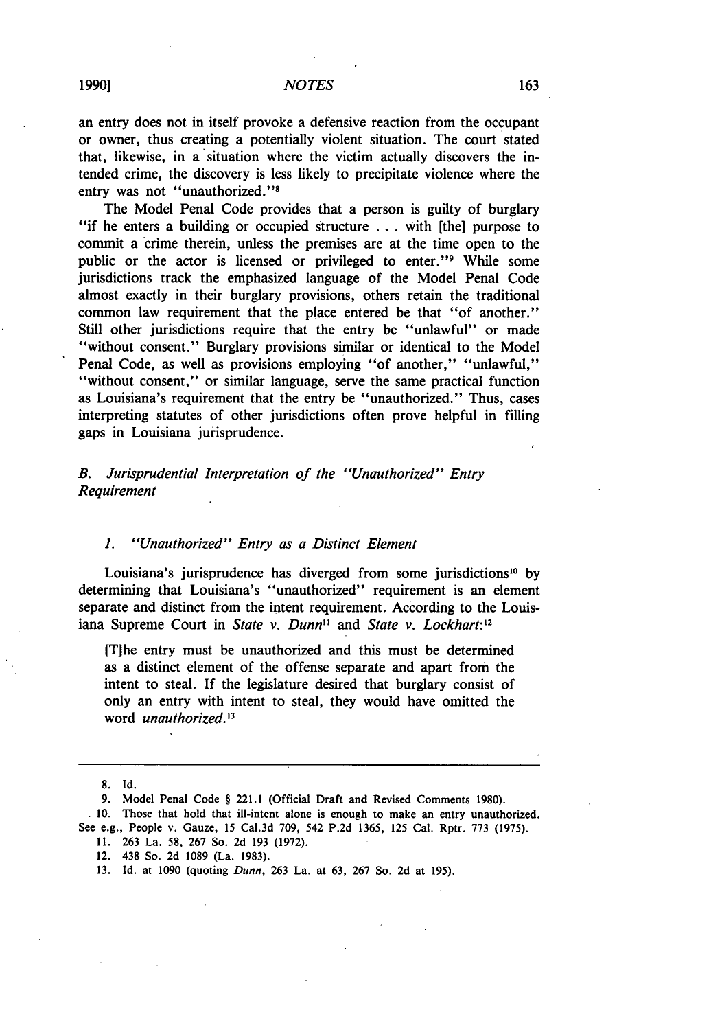an entry does not in itself provoke a defensive reaction from the occupant or owner, thus creating a potentially violent situation. The court stated that, likewise, in a situation where the victim actually discovers the intended crime, the discovery is less likely to precipitate violence where the entry was not "unauthorized."[8]

The Model Penal Code provides that a person is guilty of burglary "if he enters a building or occupied structure . . . with [the] purpose to commit a crime therein, unless the premises are at the time open to the public or the actor is licensed or privileged to enter."[9] While some jurisdictions track the emphasized language of the Model Penal Code almost exactly in their burglary provisions, others retain the traditional common law requirement that the place entered be that "of another." Still other jurisdictions require that the entry be "unlawful" or made "without consent." Burglary provisions similar or identical to the Model Penal Code, as well as provisions employing "of another," "unlawful," "without consent," or similar language, serve the same practical function as Louisiana's requirement that the entry be "unauthorized." Thus, cases interpreting statutes of other jurisdictions often prove helpful in filling gaps in Louisiana jurisprudence.

### *B. Jurisprudential Interpretation of the "Unauthorized" Entry Requirement*

#### *1. "Unauthorized" Entry as a Distinct Element*

Louisiana's jurisprudence has diverged from some jurisdictions[10] by determining that Louisiana's "unauthorized" requirement is an element separate and distinct from the intent requirement. According to the Louisiana Supreme Court in *State v. Dunn*[11] and *State v. Lockhart*:[12]

> [T]he entry must be unauthorized and this must be determined as a distinct element of the offense separate and apart from the intent to steal. If the legislature desired that burglary consist of only an entry with intent to steal, they would have omitted the word *unauthorized*.[13]

---

8. Id.

9. Model Penal Code § 221.1 (Official Draft and Revised Comments 1980).

10. Those that hold that ill-intent alone is enough to make an entry unauthorized. See e.g., People v. Gauze, 15 Cal.3d 709, 542 P.2d 1365, 125 Cal. Rptr. 773 (1975).

11. 263 La. 58, 267 So. 2d 193 (1972).

12. 438 So. 2d 1089 (La. 1983).

13. Id. at 1090 (quoting *Dunn*, 263 La. at 63, 267 So. 2d at 195).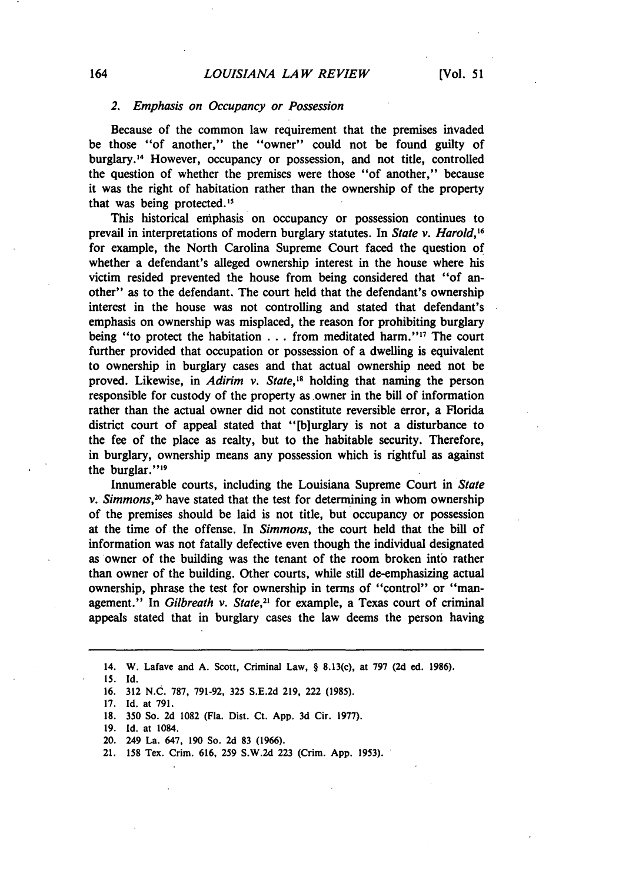### 2. *Emphasis on Occupancy or Possession*

Because of the common law requirement that the premises invaded be those "of another," the "owner" could not be found guilty of burglary.[14] However, occupancy or possession, and not title, controlled the question of whether the premises were those "of another," because it was the right of habitation rather than the ownership of the property that was being protected.[15]

This historical emphasis on occupancy or possession continues to prevail in interpretations of modern burglary statutes. In *State v. Harold*,[16] for example, the North Carolina Supreme Court faced the question of whether a defendant's alleged ownership interest in the house where his victim resided prevented the house from being considered that "of another" as to the defendant. The court held that the defendant's ownership interest in the house was not controlling and stated that defendant's emphasis on ownership was misplaced, the reason for prohibiting burglary being "to protect the habitation . . . from meditated harm."[17] The court further provided that occupation or possession of a dwelling is equivalent to ownership in burglary cases and that actual ownership need not be proved. Likewise, in *Adirim v. State*,[18] holding that naming the person responsible for custody of the property as owner in the bill of information rather than the actual owner did not constitute reversible error, a Florida district court of appeal stated that "[b]urglary is not a disturbance to the fee of the place as realty, but to the habitable security. Therefore, in burglary, ownership means any possession which is rightful as against the burglar."[19]

Innumerable courts, including the Louisiana Supreme Court in *State v. Simmons*,[20] have stated that the test for determining in whom ownership of the premises should be laid is not title, but occupancy or possession at the time of the offense. In *Simmons*, the court held that the bill of information was not fatally defective even though the individual designated as owner of the building was the tenant of the room broken into rather than owner of the building. Other courts, while still de-emphasizing actual ownership, phrase the test for ownership in terms of "control" or "management." In *Gilbreath v. State*,[21] for example, a Texas court of criminal appeals stated that in burglary cases the law deems the person having

---

14. W. Lafave and A. Scott, Criminal Law, § 8.13(c), at 797 (2d ed. 1986).
15. Id.
16. 312 N.C. 787, 791-92, 325 S.E.2d 219, 222 (1985).
17. Id. at 791.
18. 350 So. 2d 1082 (Fla. Dist. Ct. App. 3d Cir. 1977).
19. Id. at 1084.
20. 249 La. 647, 190 So. 2d 83 (1966).
21. 158 Tex. Crim. 616, 259 S.W.2d 223 (Crim. App. 1953).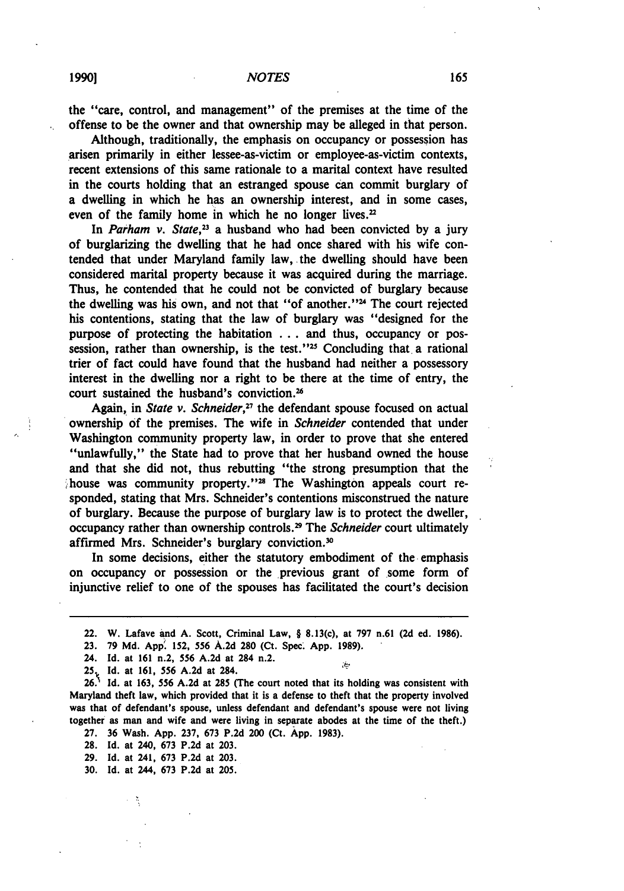the "care, control, and management" of the premises at the time of the offense to be the owner and that ownership may be alleged in that person.

Although, traditionally, the emphasis on occupancy or possession has arisen primarily in either lessee-as-victim or employee-as-victim contexts, recent extensions of this same rationale to a marital context have resulted in the courts holding that an estranged spouse can commit burglary of a dwelling in which he has an ownership interest, and in some cases, even of the family home in which he no longer lives.[22]

In *Parham v. State*,[23] a husband who had been convicted by a jury of burglarizing the dwelling that he had once shared with his wife contended that under Maryland family law, the dwelling should have been considered marital property because it was acquired during the marriage. Thus, he contended that he could not be convicted of burglary because the dwelling was his own, and not that "of another."[24] The court rejected his contentions, stating that the law of burglary was "designed for the purpose of protecting the habitation . . . and thus, occupancy or possession, rather than ownership, is the test."[25] Concluding that a rational trier of fact could have found that the husband had neither a possessory interest in the dwelling nor a right to be there at the time of entry, the court sustained the husband's conviction.[26]

Again, in *State v. Schneider*,[27] the defendant spouse focused on actual ownership of the premises. The wife in *Schneider* contended that under Washington community property law, in order to prove that she entered "unlawfully," the State had to prove that her husband owned the house and that she did not, thus rebutting "the strong presumption that the house was community property."[28] The Washington appeals court responded, stating that Mrs. Schneider's contentions misconstrued the nature of burglary. Because the purpose of burglary law is to protect the dweller, occupancy rather than ownership controls.[29] The *Schneider* court ultimately affirmed Mrs. Schneider's burglary conviction.[30]

In some decisions, either the statutory embodiment of the emphasis on occupancy or possession or the previous grant of some form of injunctive relief to one of the spouses has facilitated the court's decision

---

22. W. Lafave and A. Scott, Criminal Law, § 8.13(c), at 797 n.61 (2d ed. 1986).

23. 79 Md. App. 152, 556 A.2d 280 (Ct. Spec. App. 1989).

24. Id. at 161 n.2, 556 A.2d at 284 n.2.

25. Id. at 161, 556 A.2d at 284.

26. Id. at 163, 556 A.2d at 285 (The court noted that its holding was consistent with Maryland theft law, which provided that it is a defense to theft that the property involved was that of defendant's spouse, unless defendant and defendant's spouse were not living together as man and wife and were living in separate abodes at the time of the theft.)

27. 36 Wash. App. 237, 673 P.2d 200 (Ct. App. 1983).

28. Id. at 240, 673 P.2d at 203.

29. Id. at 241, 673 P.2d at 203.

30. Id. at 244, 673 P.2d at 205.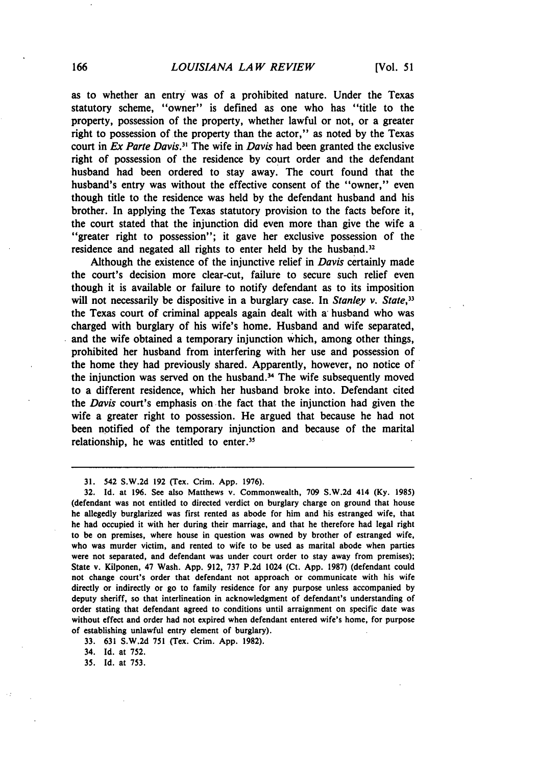as to whether an entry was of a prohibited nature. Under the Texas statutory scheme, "owner" is defined as one who has "title to the property, possession of the property, whether lawful or not, or a greater right to possession of the property than the actor," as noted by the Texas court in *Ex Parte Davis*.[31] The wife in *Davis* had been granted the exclusive right of possession of the residence by court order and the defendant husband had been ordered to stay away. The court found that the husband's entry was without the effective consent of the "owner," even though title to the residence was held by the defendant husband and his brother. In applying the Texas statutory provision to the facts before it, the court stated that the injunction did even more than give the wife a "greater right to possession"; it gave her exclusive possession of the residence and negated all rights to enter held by the husband.[32]

Although the existence of the injunctive relief in *Davis* certainly made the court's decision more clear-cut, failure to secure such relief even though it is available or failure to notify defendant as to its imposition will not necessarily be dispositive in a burglary case. In *Stanley v. State*,[33] the Texas court of criminal appeals again dealt with a husband who was charged with burglary of his wife's home. Husband and wife separated, and the wife obtained a temporary injunction which, among other things, prohibited her husband from interfering with her use and possession of the home they had previously shared. Apparently, however, no notice of the injunction was served on the husband.[34] The wife subsequently moved to a different residence, which her husband broke into. Defendant cited the *Davis* court's emphasis on the fact that the injunction had given the wife a greater right to possession. He argued that because he had not been notified of the temporary injunction and because of the marital relationship, he was entitled to enter.[35]

---

31. 542 S.W.2d 192 (Tex. Crim. App. 1976).

32. Id. at 196. See also Matthews v. Commonwealth, 709 S.W.2d 414 (Ky. 1985) (defendant was not entitled to directed verdict on burglary charge on ground that house he allegedly burglarized was first rented as abode for him and his estranged wife, that he had occupied it with her during their marriage, and that he therefore had legal right to be on premises, where house in question was owned by brother of estranged wife, who was murder victim, and rented to wife to be used as marital abode when parties were not separated, and defendant was under court order to stay away from premises); State v. Kilponen, 47 Wash. App. 912, 737 P.2d 1024 (Ct. App. 1987) (defendant could not change court's order that defendant not approach or communicate with his wife directly or indirectly or go to family residence for any purpose unless accompanied by deputy sheriff, so that interlineation in acknowledgment of defendant's understanding of order stating that defendant agreed to conditions until arraignment on specific date was without effect and order had not expired when defendant entered wife's home, for purpose of establishing unlawful entry element of burglary).

33. 631 S.W.2d 751 (Tex. Crim. App. 1982).

34. Id. at 752.

35. Id. at 753.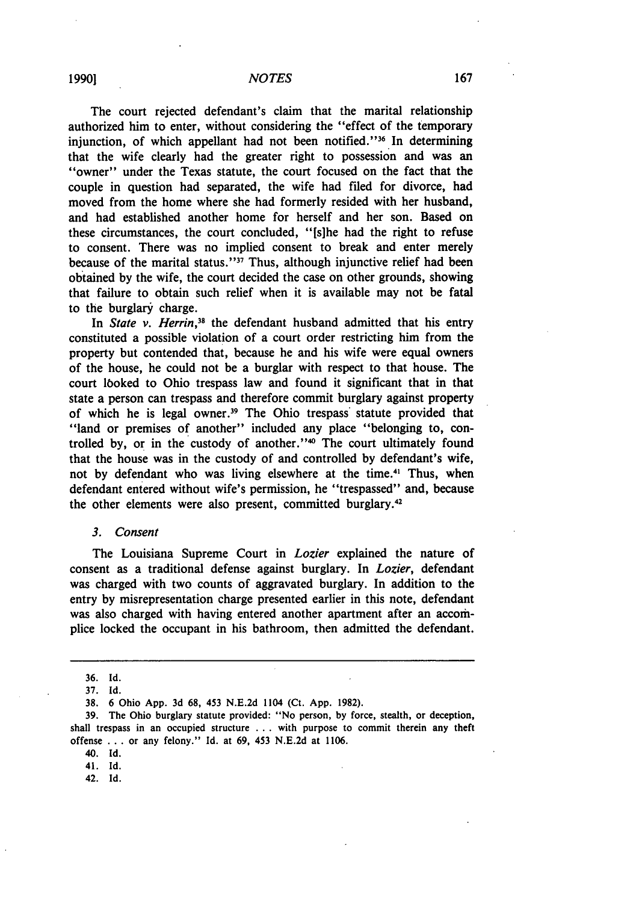The court rejected defendant's claim that the marital relationship authorized him to enter, without considering the "effect of the temporary injunction, of which appellant had not been notified."[36] In determining that the wife clearly had the greater right to possession and was an "owner" under the Texas statute, the court focused on the fact that the couple in question had separated, the wife had filed for divorce, had moved from the home where she had formerly resided with her husband, and had established another home for herself and her son. Based on these circumstances, the court concluded, "[s]he had the right to refuse to consent. There was no implied consent to break and enter merely because of the marital status."[37] Thus, although injunctive relief had been obtained by the wife, the court decided the case on other grounds, showing that failure to obtain such relief when it is available may not be fatal to the burglary charge.

In *State v. Herrin*,[38] the defendant husband admitted that his entry constituted a possible violation of a court order restricting him from the property but contended that, because he and his wife were equal owners of the house, he could not be a burglar with respect to that house. The court looked to Ohio trespass law and found it significant that in that state a person can trespass and therefore commit burglary against property of which he is legal owner.[39] The Ohio trespass statute provided that "land or premises of another" included any place "belonging to, controlled by, or in the custody of another."[40] The court ultimately found that the house was in the custody of and controlled by defendant's wife, not by defendant who was living elsewhere at the time.[41] Thus, when defendant entered without wife's permission, he "trespassed" and, because the other elements were also present, committed burglary.[42]

### 3. *Consent*

The Louisiana Supreme Court in *Lozier* explained the nature of consent as a traditional defense against burglary. In *Lozier*, defendant was charged with two counts of aggravated burglary. In addition to the entry by misrepresentation charge presented earlier in this note, defendant was also charged with having entered another apartment after an accomplice locked the occupant in his bathroom, then admitted the defendant.

---

36. Id.

37. Id.

38. 6 Ohio App. 3d 68, 453 N.E.2d 1104 (Ct. App. 1982).

39. The Ohio burglary statute provided: "No person, by force, stealth, or deception, shall trespass in an occupied structure . . . with purpose to commit therein any theft offense . . . or any felony." Id. at 69, 453 N.E.2d at 1106.

40. Id.

41. Id.

42. Id.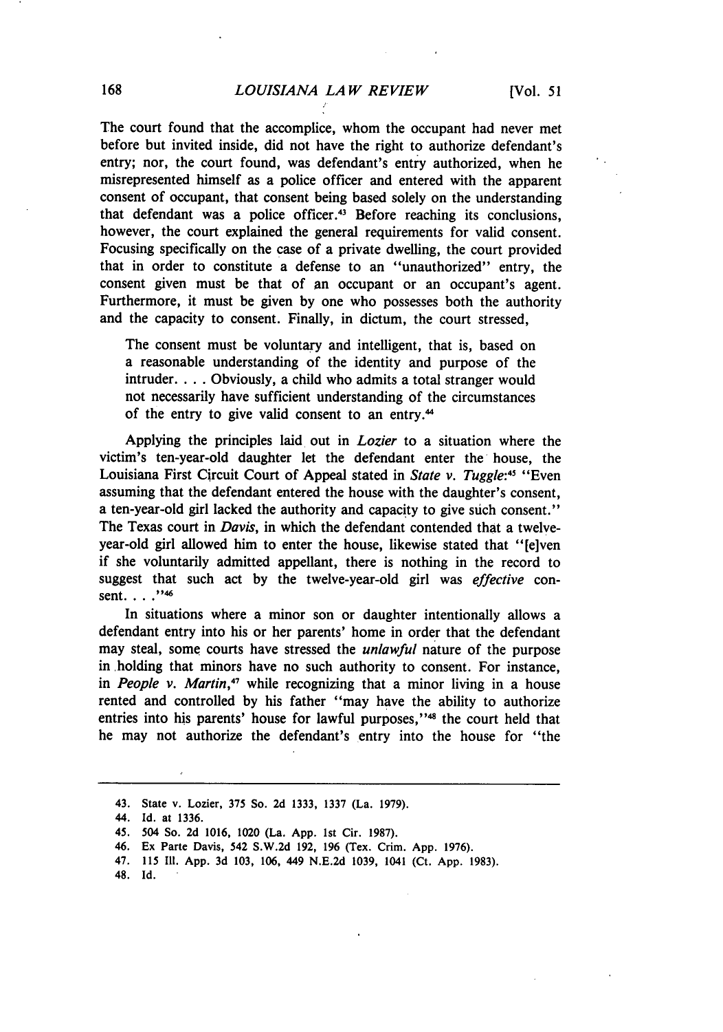The court found that the accomplice, whom the occupant had never met before but invited inside, did not have the right to authorize defendant's entry; nor, the court found, was defendant's entry authorized, when he misrepresented himself as a police officer and entered with the apparent consent of occupant, that consent being based solely on the understanding that defendant was a police officer.[43] Before reaching its conclusions, however, the court explained the general requirements for valid consent. Focusing specifically on the case of a private dwelling, the court provided that in order to constitute a defense to an "unauthorized" entry, the consent given must be that of an occupant or an occupant's agent. Furthermore, it must be given by one who possesses both the authority and the capacity to consent. Finally, in dictum, the court stressed,

> The consent must be voluntary and intelligent, that is, based on a reasonable understanding of the identity and purpose of the intruder. . . . Obviously, a child who admits a total stranger would not necessarily have sufficient understanding of the circumstances of the entry to give valid consent to an entry.[44]

Applying the principles laid out in *Lozier* to a situation where the victim's ten-year-old daughter let the defendant enter the house, the Louisiana First Circuit Court of Appeal stated in *State v. Tuggle*:[45] "Even assuming that the defendant entered the house with the daughter's consent, a ten-year-old girl lacked the authority and capacity to give such consent." The Texas court in *Davis*, in which the defendant contended that a twelve-year-old girl allowed him to enter the house, likewise stated that "[e]ven if she voluntarily admitted appellant, there is nothing in the record to suggest that such act by the twelve-year-old girl was *effective* consent. . . ."[46]

In situations where a minor son or daughter intentionally allows a defendant entry into his or her parents' home in order that the defendant may steal, some courts have stressed the *unlawful* nature of the purpose in holding that minors have no such authority to consent. For instance, in *People v. Martin*,[47] while recognizing that a minor living in a house rented and controlled by his father "may have the ability to authorize entries into his parents' house for lawful purposes,"[48] the court held that he may not authorize the defendant's entry into the house for "the

---

43. State v. Lozier, 375 So. 2d 1333, 1337 (La. 1979).
44. Id. at 1336.
45. 504 So. 2d 1016, 1020 (La. App. 1st Cir. 1987).
46. Ex Parte Davis, 542 S.W.2d 192, 196 (Tex. Crim. App. 1976).
47. 115 Ill. App. 3d 103, 106, 449 N.E.2d 1039, 1041 (Ct. App. 1983).
48. Id.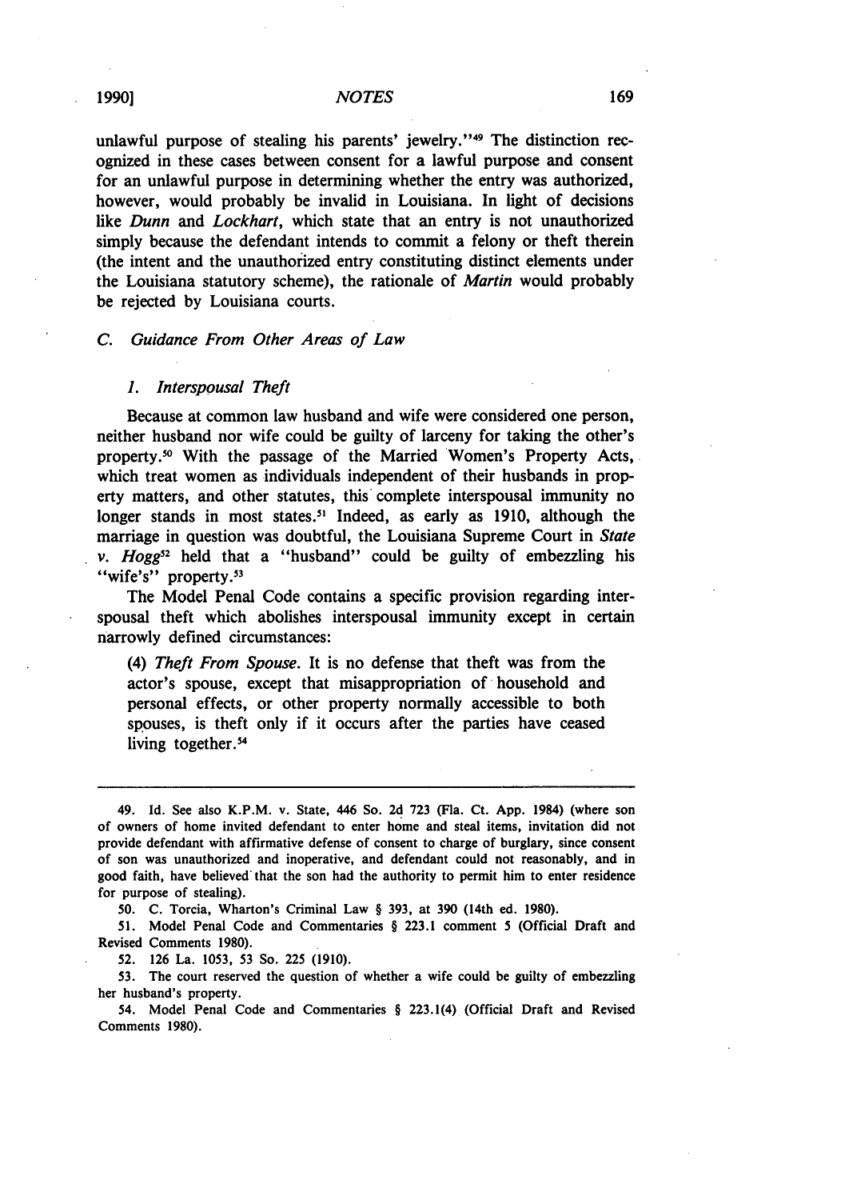unlawful purpose of stealing his parents' jewelry."[49] The distinction recognized in these cases between consent for a lawful purpose and consent for an unlawful purpose in determining whether the entry was authorized, however, would probably be invalid in Louisiana. In light of decisions like *Dunn* and *Lockhart*, which state that an entry is not unauthorized simply because the defendant intends to commit a felony or theft therein (the intent and the unauthorized entry constituting distinct elements under the Louisiana statutory scheme), the rationale of *Martin* would probably be rejected by Louisiana courts.

### C. *Guidance From Other Areas of Law*

#### 1. *Interspousal Theft*

Because at common law husband and wife were considered one person, neither husband nor wife could be guilty of larceny for taking the other's property.[50] With the passage of the Married Women's Property Acts, which treat women as individuals independent of their husbands in property matters, and other statutes, this complete interspousal immunity no longer stands in most states.[51] Indeed, as early as 1910, although the marriage in question was doubtful, the Louisiana Supreme Court in *State v. Hogg*[52] held that a "husband" could be guilty of embezzling his "wife's" property.[53]

The Model Penal Code contains a specific provision regarding interspousal theft which abolishes interspousal immunity except in certain narrowly defined circumstances:

> (4) *Theft From Spouse.* It is no defense that theft was from the actor's spouse, except that misappropriation of household and personal effects, or other property normally accessible to both spouses, is theft only if it occurs after the parties have ceased living together.[54]

---

49. Id. See also K.P.M. v. State, 446 So. 2d 723 (Fla. Ct. App. 1984) (where son of owners of home invited defendant to enter home and steal items, invitation did not provide defendant with affirmative defense of consent to charge of burglary, since consent of son was unauthorized and inoperative, and defendant could not reasonably, and in good faith, have believed that the son had the authority to permit him to enter residence for purpose of stealing).

50. C. Torcia, Wharton's Criminal Law § 393, at 390 (14th ed. 1980).

51. Model Penal Code and Commentaries § 223.1 comment 5 (Official Draft and Revised Comments 1980).

52. 126 La. 1053, 53 So. 225 (1910).

53. The court reserved the question of whether a wife could be guilty of embezzling her husband's property.

54. Model Penal Code and Commentaries § 223.1(4) (Official Draft and Revised Comments 1980).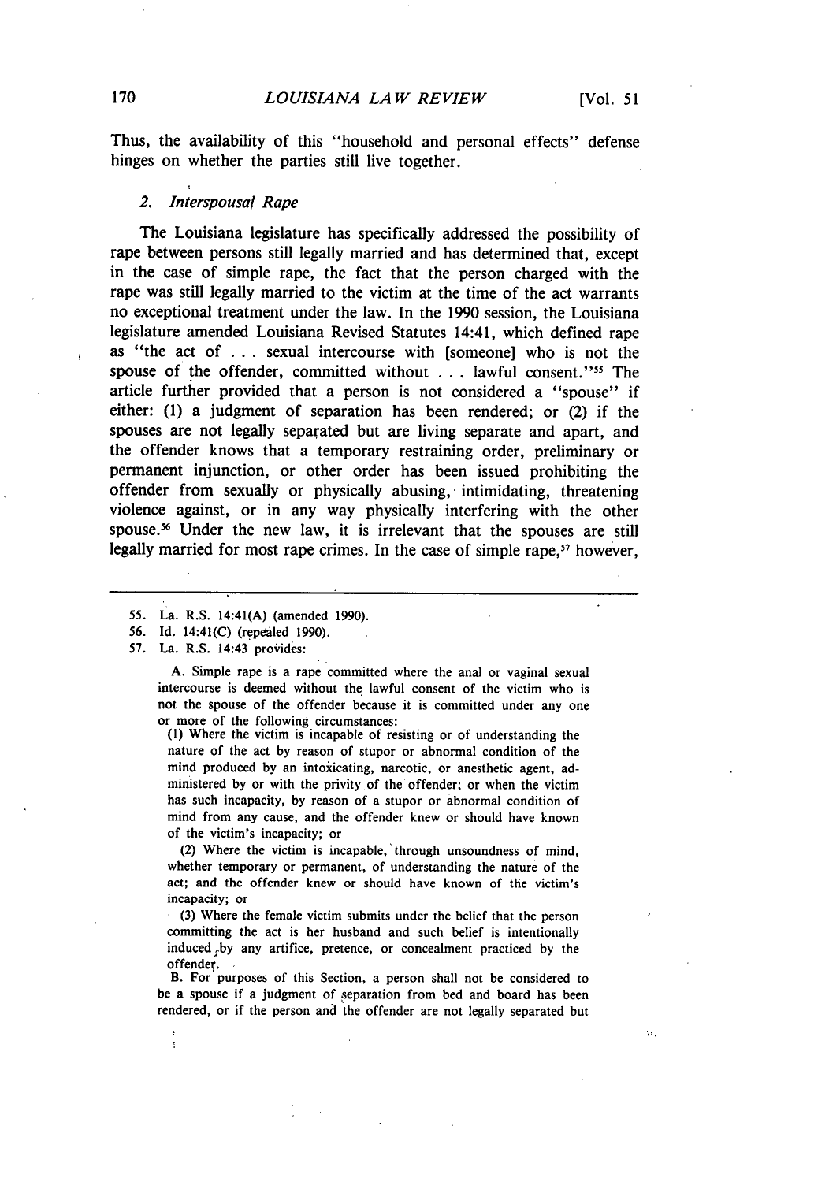Thus, the availability of this "household and personal effects" defense hinges on whether the parties still live together.

### 2. *Interspousal Rape*

The Louisiana legislature has specifically addressed the possibility of rape between persons still legally married and has determined that, except in the case of simple rape, the fact that the person charged with the rape was still legally married to the victim at the time of the act warrants no exceptional treatment under the law. In the 1990 session, the Louisiana legislature amended Louisiana Revised Statutes 14:41, which defined rape as "the act of . . . sexual intercourse with [someone] who is not the spouse of the offender, committed without . . . lawful consent."[55] The article further provided that a person is not considered a "spouse" if either: (1) a judgment of separation has been rendered; or (2) if the spouses are not legally separated but are living separate and apart, and the offender knows that a temporary restraining order, preliminary or permanent injunction, or other order has been issued prohibiting the offender from sexually or physically abusing, intimidating, threatening violence against, or in any way physically interfering with the other spouse.[56] Under the new law, it is irrelevant that the spouses are still legally married for most rape crimes. In the case of simple rape,[57] however,

---

55. La. R.S. 14:41(A) (amended 1990).

56. Id. 14:41(C) (repealed 1990).

57. La. R.S. 14:43 provides:

> A. Simple rape is a rape committed where the anal or vaginal sexual intercourse is deemed without the lawful consent of the victim who is not the spouse of the offender because it is committed under any one or more of the following circumstances:
>
> (1) Where the victim is incapable of resisting or of understanding the nature of the act by reason of stupor or abnormal condition of the mind produced by an intoxicating, narcotic, or anesthetic agent, administered by or with the privity of the offender; or when the victim has such incapacity, by reason of a stupor or abnormal condition of mind from any cause, and the offender knew or should have known of the victim's incapacity; or
>
> (2) Where the victim is incapable, through unsoundness of mind, whether temporary or permanent, of understanding the nature of the act; and the offender knew or should have known of the victim's incapacity; or
>
> (3) Where the female victim submits under the belief that the person committing the act is her husband and such belief is intentionally induced by any artifice, pretence, or concealment practiced by the offender.
>
> B. For purposes of this Section, a person shall not be considered to be a spouse if a judgment of separation from bed and board has been rendered, or if the person and the offender are not legally separated but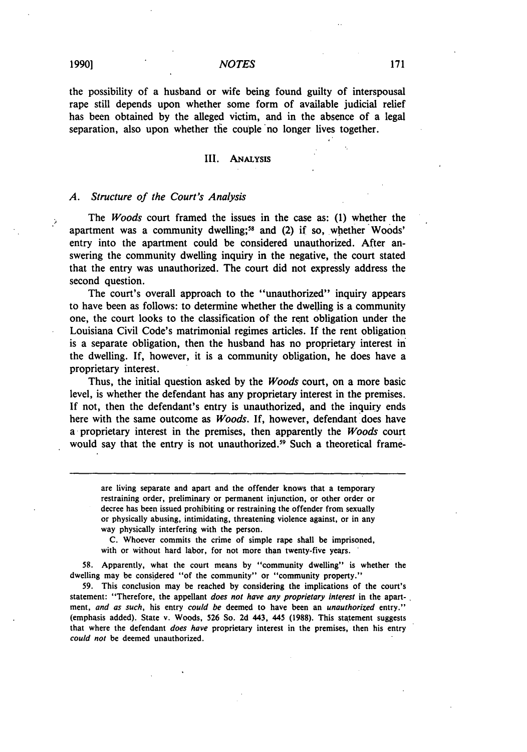the possibility of a husband or wife being found guilty of interspousal rape still depends upon whether some form of available judicial relief has been obtained by the alleged victim, and in the absence of a legal separation, also upon whether the couple no longer lives together.

## III. Analysis

### A. *Structure of the Court's Analysis*

The *Woods* court framed the issues in the case as: (1) whether the apartment was a community dwelling;[58] and (2) if so, whether Woods' entry into the apartment could be considered unauthorized. After answering the community dwelling inquiry in the negative, the court stated that the entry was unauthorized. The court did not expressly address the second question.

The court's overall approach to the "unauthorized" inquiry appears to have been as follows: to determine whether the dwelling is a community one, the court looks to the classification of the rent obligation under the Louisiana Civil Code's matrimonial regimes articles. If the rent obligation is a separate obligation, then the husband has no proprietary interest in the dwelling. If, however, it is a community obligation, he does have a proprietary interest.

Thus, the initial question asked by the *Woods* court, on a more basic level, is whether the defendant has any proprietary interest in the premises. If not, then the defendant's entry is unauthorized, and the inquiry ends here with the same outcome as *Woods*. If, however, defendant does have a proprietary interest in the premises, then apparently the *Woods* court would say that the entry is not unauthorized.[59] Such a theoretical frame-

---

are living separate and apart and the offender knows that a temporary restraining order, preliminary or permanent injunction, or other order or decree has been issued prohibiting or restraining the offender from sexually or physically abusing, intimidating, threatening violence against, or in any way physically interfering with the person.

C. Whoever commits the crime of simple rape shall be imprisoned, with or without hard labor, for not more than twenty-five years.

58. Apparently, what the court means by "community dwelling" is whether the dwelling may be considered "of the community" or "community property."

59. This conclusion may be reached by considering the implications of the court's statement: "Therefore, the appellant *does not have any proprietary interest* in the apartment, *and as such*, his entry *could be* deemed to have been an *unauthorized* entry." (emphasis added). State v. Woods, 526 So. 2d 443, 445 (1988). This statement suggests that where the defendant *does have* proprietary interest in the premises, then his entry *could not* be deemed unauthorized.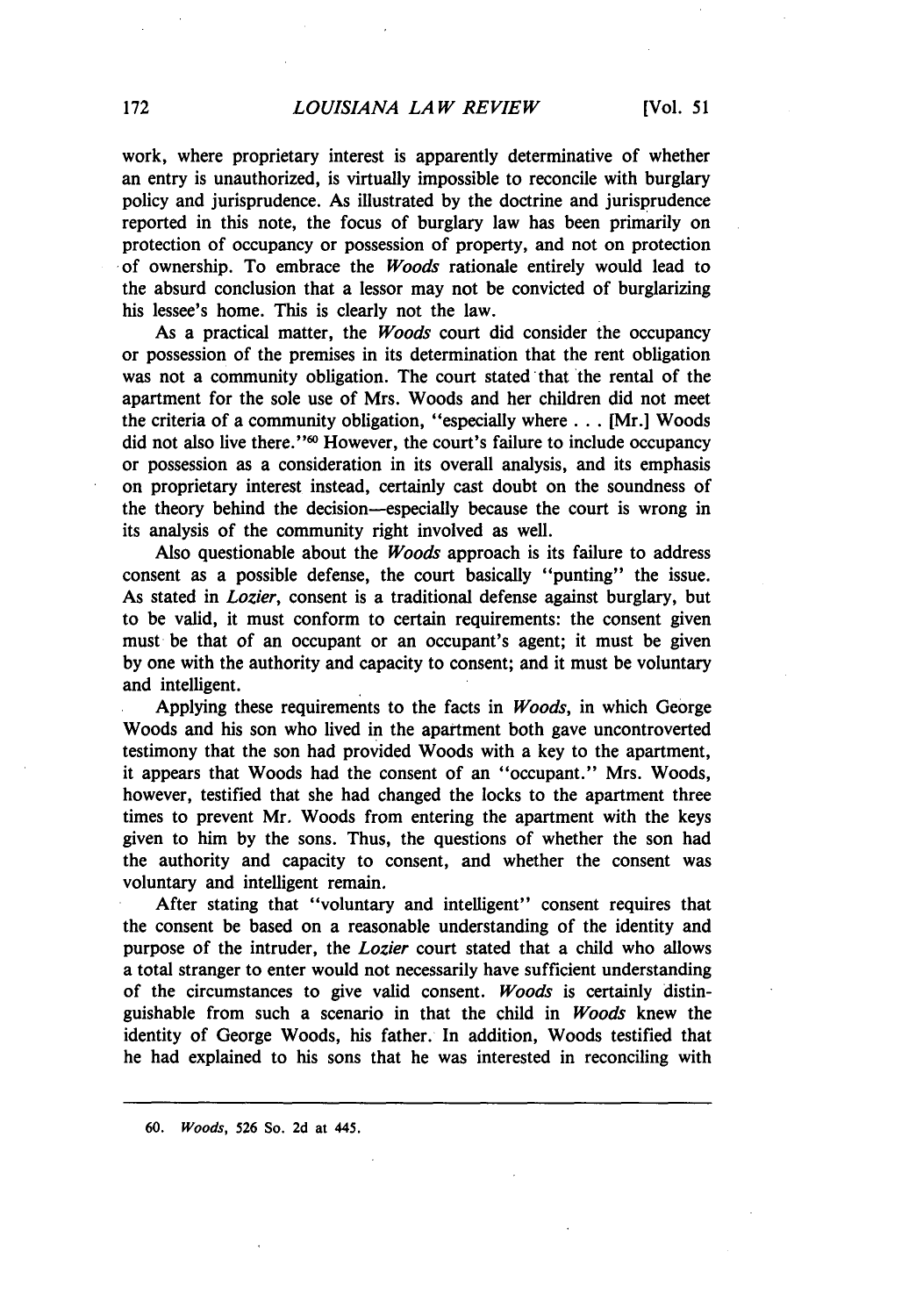work, where proprietary interest is apparently determinative of whether an entry is unauthorized, is virtually impossible to reconcile with burglary policy and jurisprudence. As illustrated by the doctrine and jurisprudence reported in this note, the focus of burglary law has been primarily on protection of occupancy or possession of property, and not on protection of ownership. To embrace the *Woods* rationale entirely would lead to the absurd conclusion that a lessor may not be convicted of burglarizing his lessee's home. This is clearly not the law.

As a practical matter, the *Woods* court did consider the occupancy or possession of the premises in its determination that the rent obligation was not a community obligation. The court stated that the rental of the apartment for the sole use of Mrs. Woods and her children did not meet the criteria of a community obligation, "especially where . . . [Mr.] Woods did not also live there."[60] However, the court's failure to include occupancy or possession as a consideration in its overall analysis, and its emphasis on proprietary interest instead, certainly cast doubt on the soundness of the theory behind the decision—especially because the court is wrong in its analysis of the community right involved as well.

Also questionable about the *Woods* approach is its failure to address consent as a possible defense, the court basically "punting" the issue. As stated in *Lozier*, consent is a traditional defense against burglary, but to be valid, it must conform to certain requirements: the consent given must be that of an occupant or an occupant's agent; it must be given by one with the authority and capacity to consent; and it must be voluntary and intelligent.

Applying these requirements to the facts in *Woods*, in which George Woods and his son who lived in the apartment both gave uncontroverted testimony that the son had provided Woods with a key to the apartment, it appears that Woods had the consent of an "occupant." Mrs. Woods, however, testified that she had changed the locks to the apartment three times to prevent Mr. Woods from entering the apartment with the keys given to him by the sons. Thus, the questions of whether the son had the authority and capacity to consent, and whether the consent was voluntary and intelligent remain.

After stating that "voluntary and intelligent" consent requires that the consent be based on a reasonable understanding of the identity and purpose of the intruder, the *Lozier* court stated that a child who allows a total stranger to enter would not necessarily have sufficient understanding of the circumstances to give valid consent. *Woods* is certainly distinguishable from such a scenario in that the child in *Woods* knew the identity of George Woods, his father. In addition, Woods testified that he had explained to his sons that he was interested in reconciling with

---

60. *Woods*, 526 So. 2d at 445.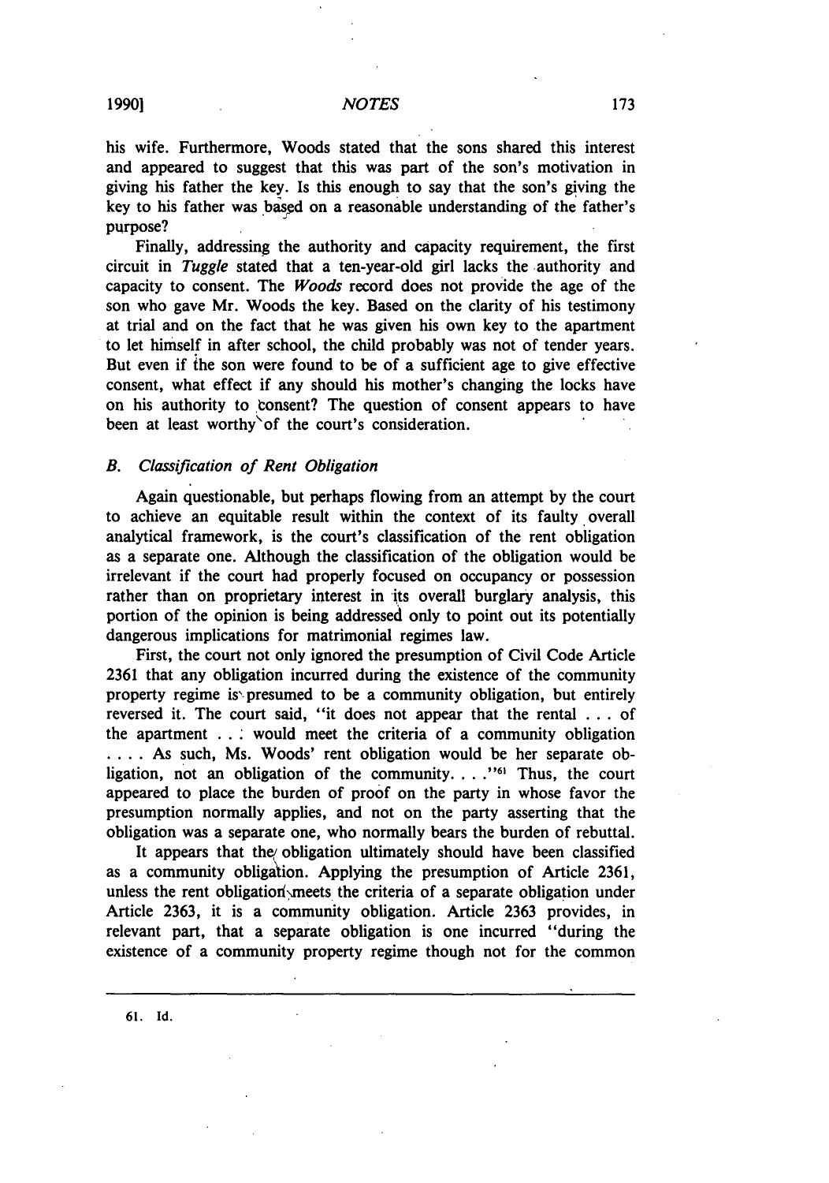his wife. Furthermore, Woods stated that the sons shared this interest and appeared to suggest that this was part of the son's motivation in giving his father the key. Is this enough to say that the son's giving the key to his father was based on a reasonable understanding of the father's purpose?

Finally, addressing the authority and capacity requirement, the first circuit in *Tuggle* stated that a ten-year-old girl lacks the authority and capacity to consent. The *Woods* record does not provide the age of the son who gave Mr. Woods the key. Based on the clarity of his testimony at trial and on the fact that he was given his own key to the apartment to let himself in after school, the child probably was not of tender years. But even if the son were found to be of a sufficient age to give effective consent, what effect if any should his mother's changing the locks have on his authority to consent? The question of consent appears to have been at least worthy of the court's consideration.

### *B. Classification of Rent Obligation*

Again questionable, but perhaps flowing from an attempt by the court to achieve an equitable result within the context of its faulty overall analytical framework, is the court's classification of the rent obligation as a separate one. Although the classification of the obligation would be irrelevant if the court had properly focused on occupancy or possession rather than on proprietary interest in its overall burglary analysis, this portion of the opinion is being addressed only to point out its potentially dangerous implications for matrimonial regimes law.

First, the court not only ignored the presumption of Civil Code Article 2361 that any obligation incurred during the existence of the community property regime is presumed to be a community obligation, but entirely reversed it. The court said, "it does not appear that the rental . . . of the apartment . . . would meet the criteria of a community obligation . . . . As such, Ms. Woods' rent obligation would be her separate obligation, not an obligation of the community. . . ."[61] Thus, the court appeared to place the burden of proof on the party in whose favor the presumption normally applies, and not on the party asserting that the obligation was a separate one, who normally bears the burden of rebuttal.

It appears that the obligation ultimately should have been classified as a community obligation. Applying the presumption of Article 2361, unless the rent obligation meets the criteria of a separate obligation under Article 2363, it is a community obligation. Article 2363 provides, in relevant part, that a separate obligation is one incurred "during the existence of a community property regime though not for the common

---

61. Id.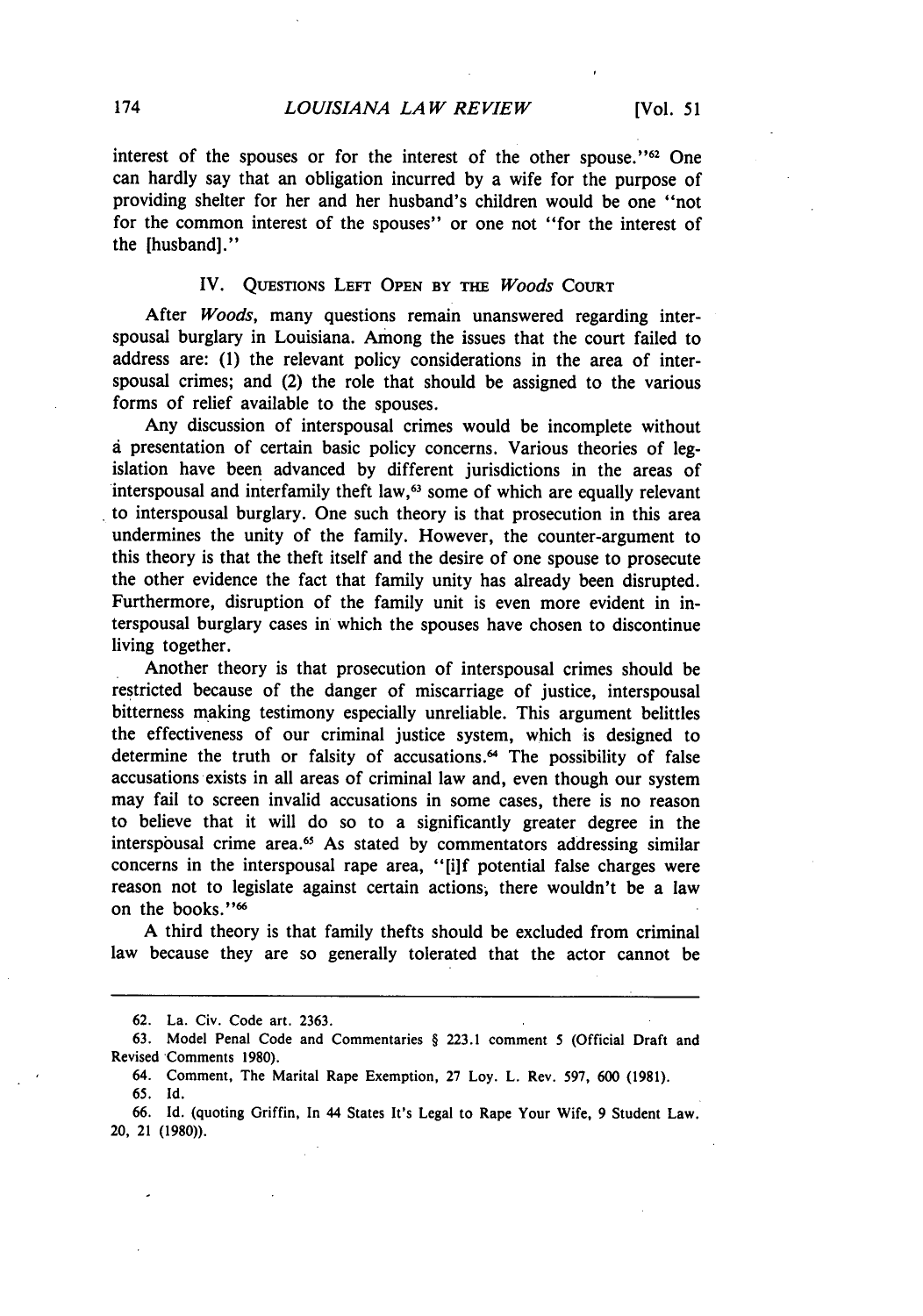interest of the spouses or for the interest of the other spouse."[62] One can hardly say that an obligation incurred by a wife for the purpose of providing shelter for her and her husband's children would be one "not for the common interest of the spouses" or one not "for the interest of the [husband]."

## IV. Questions Left Open by the *Woods* Court

After *Woods*, many questions remain unanswered regarding interspousal burglary in Louisiana. Among the issues that the court failed to address are: (1) the relevant policy considerations in the area of interspousal crimes; and (2) the role that should be assigned to the various forms of relief available to the spouses.

Any discussion of interspousal crimes would be incomplete without a presentation of certain basic policy concerns. Various theories of legislation have been advanced by different jurisdictions in the areas of interspousal and interfamily theft law,[63] some of which are equally relevant to interspousal burglary. One such theory is that prosecution in this area undermines the unity of the family. However, the counter-argument to this theory is that the theft itself and the desire of one spouse to prosecute the other evidence the fact that family unity has already been disrupted. Furthermore, disruption of the family unit is even more evident in interspousal burglary cases in which the spouses have chosen to discontinue living together.

Another theory is that prosecution of interspousal crimes should be restricted because of the danger of miscarriage of justice, interspousal bitterness making testimony especially unreliable. This argument belittles the effectiveness of our criminal justice system, which is designed to determine the truth or falsity of accusations.[64] The possibility of false accusations exists in all areas of criminal law and, even though our system may fail to screen invalid accusations in some cases, there is no reason to believe that it will do so to a significantly greater degree in the interspousal crime area.[65] As stated by commentators addressing similar concerns in the interspousal rape area, "[i]f potential false charges were reason not to legislate against certain actions, there wouldn't be a law on the books."[66]

A third theory is that family thefts should be excluded from criminal law because they are so generally tolerated that the actor cannot be

---

62. La. Civ. Code art. 2363.

63. Model Penal Code and Commentaries § 223.1 comment 5 (Official Draft and Revised Comments 1980).

64. Comment, The Marital Rape Exemption, 27 Loy. L. Rev. 597, 600 (1981).

65. Id.

66. Id. (quoting Griffin, In 44 States It's Legal to Rape Your Wife, 9 Student Law. 20, 21 (1980)).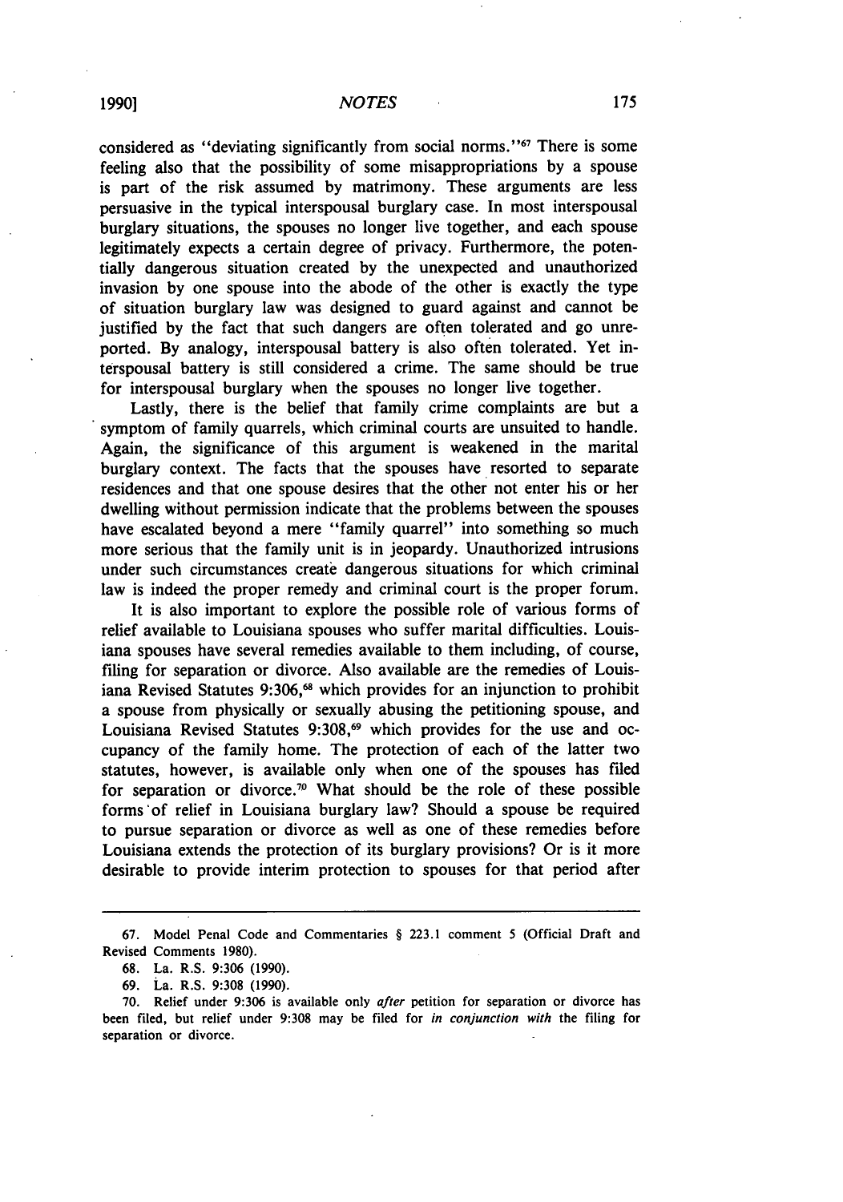considered as "deviating significantly from social norms."[67] There is some feeling also that the possibility of some misappropriations by a spouse is part of the risk assumed by matrimony. These arguments are less persuasive in the typical interspousal burglary case. In most interspousal burglary situations, the spouses no longer live together, and each spouse legitimately expects a certain degree of privacy. Furthermore, the potentially dangerous situation created by the unexpected and unauthorized invasion by one spouse into the abode of the other is exactly the type of situation burglary law was designed to guard against and cannot be justified by the fact that such dangers are often tolerated and go unreported. By analogy, interspousal battery is also often tolerated. Yet interspousal battery is still considered a crime. The same should be true for interspousal burglary when the spouses no longer live together.

Lastly, there is the belief that family crime complaints are but a symptom of family quarrels, which criminal courts are unsuited to handle. Again, the significance of this argument is weakened in the marital burglary context. The facts that the spouses have resorted to separate residences and that one spouse desires that the other not enter his or her dwelling without permission indicate that the problems between the spouses have escalated beyond a mere "family quarrel" into something so much more serious that the family unit is in jeopardy. Unauthorized intrusions under such circumstances create dangerous situations for which criminal law is indeed the proper remedy and criminal court is the proper forum.

It is also important to explore the possible role of various forms of relief available to Louisiana spouses who suffer marital difficulties. Louisiana spouses have several remedies available to them including, of course, filing for separation or divorce. Also available are the remedies of Louisiana Revised Statutes 9:306,[68] which provides for an injunction to prohibit a spouse from physically or sexually abusing the petitioning spouse, and Louisiana Revised Statutes 9:308,[69] which provides for the use and occupancy of the family home. The protection of each of the latter two statutes, however, is available only when one of the spouses has filed for separation or divorce.[70] What should be the role of these possible forms of relief in Louisiana burglary law? Should a spouse be required to pursue separation or divorce as well as one of these remedies before Louisiana extends the protection of its burglary provisions? Or is it more desirable to provide interim protection to spouses for that period after

---

67. Model Penal Code and Commentaries § 223.1 comment 5 (Official Draft and Revised Comments 1980).

68. La. R.S. 9:306 (1990).

69. La. R.S. 9:308 (1990).

70. Relief under 9:306 is available only *after* petition for separation or divorce has been filed, but relief under 9:308 may be filed for *in conjunction with* the filing for separation or divorce.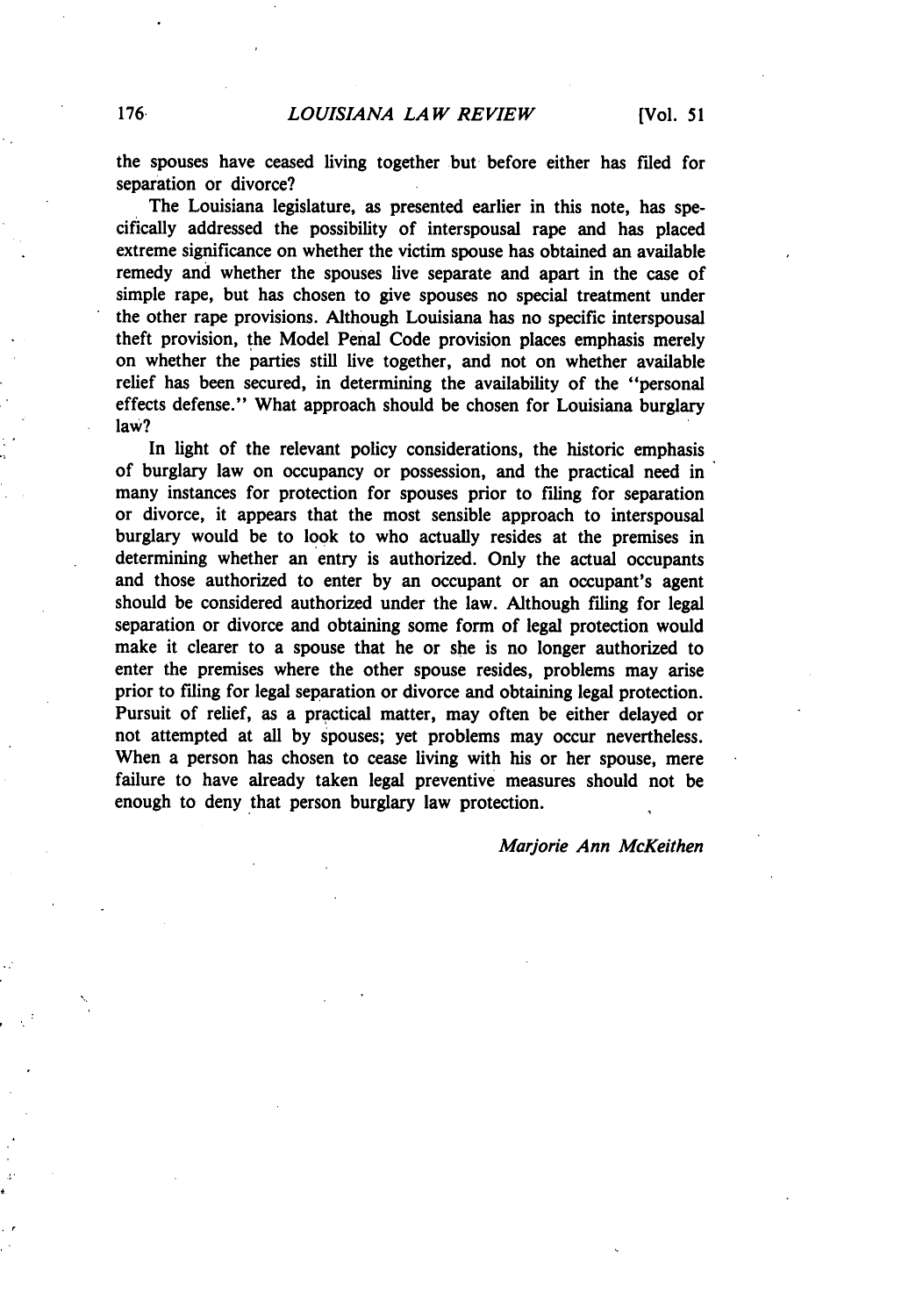the spouses have ceased living together but before either has filed for separation or divorce?

The Louisiana legislature, as presented earlier in this note, has specifically addressed the possibility of interspousal rape and has placed extreme significance on whether the victim spouse has obtained an available remedy and whether the spouses live separate and apart in the case of simple rape, but has chosen to give spouses no special treatment under the other rape provisions. Although Louisiana has no specific interspousal theft provision, the Model Penal Code provision places emphasis merely on whether the parties still live together, and not on whether available relief has been secured, in determining the availability of the "personal effects defense." What approach should be chosen for Louisiana burglary law?

In light of the relevant policy considerations, the historic emphasis of burglary law on occupancy or possession, and the practical need in many instances for protection for spouses prior to filing for separation or divorce, it appears that the most sensible approach to interspousal burglary would be to look to who actually resides at the premises in determining whether an entry is authorized. Only the actual occupants and those authorized to enter by an occupant or an occupant's agent should be considered authorized under the law. Although filing for legal separation or divorce and obtaining some form of legal protection would make it clearer to a spouse that he or she is no longer authorized to enter the premises where the other spouse resides, problems may arise prior to filing for legal separation or divorce and obtaining legal protection. Pursuit of relief, as a practical matter, may often be either delayed or not attempted at all by spouses; yet problems may occur nevertheless. When a person has chosen to cease living with his or her spouse, mere failure to have already taken legal preventive measures should not be enough to deny that person burglary law protection.

*Marjorie Ann McKeithen*